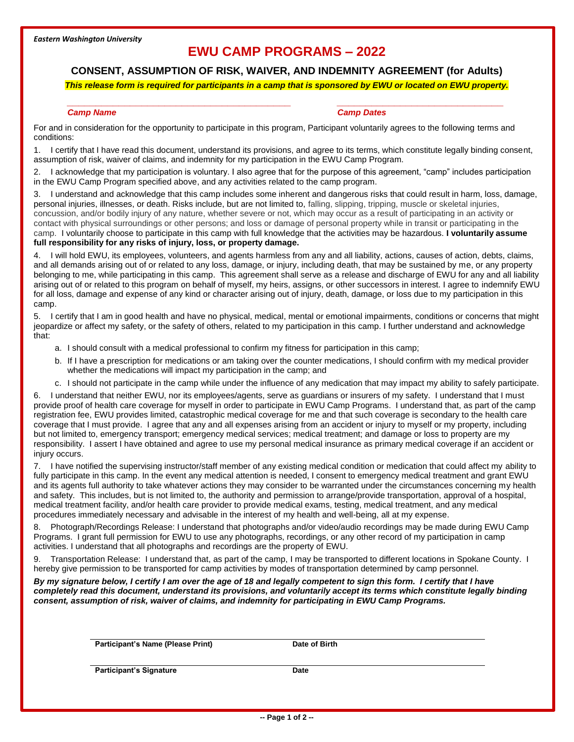*Eastern Washington University*

# EWU CAMP PROGRAMS – 2022

## CONSENT, ASSUMPTION OF RISK, WAIVER, AND INDEMNITY AGREEMENT (for Adults)

***This release form is required for participants in a camp that is sponsored by EWU or located on EWU property.***

***Camp Name*** _______________________________ ***Camp Dates*** _______________________________

For and in consideration for the opportunity to participate in this program, Participant voluntarily agrees to the following terms and conditions:

1. I certify that I have read this document, understand its provisions, and agree to its terms, which constitute legally binding consent, assumption of risk, waiver of claims, and indemnity for my participation in the EWU Camp Program.

2. I acknowledge that my participation is voluntary. I also agree that for the purpose of this agreement, "camp" includes participation in the EWU Camp Program specified above, and any activities related to the camp program.

3. I understand and acknowledge that this camp includes some inherent and dangerous risks that could result in harm, loss, damage, personal injuries, illnesses, or death. Risks include, but are not limited to, falling, slipping, tripping, muscle or skeletal injuries, concussion, and/or bodily injury of any nature, whether severe or not, which may occur as a result of participating in an activity or contact with physical surroundings or other persons; and loss or damage of personal property while in transit or participating in the camp. I voluntarily choose to participate in this camp with full knowledge that the activities may be hazardous. **I voluntarily assume full responsibility for any risks of injury, loss, or property damage.**

4. I will hold EWU, its employees, volunteers, and agents harmless from any and all liability, actions, causes of action, debts, claims, and all demands arising out of or related to any loss, damage, or injury, including death, that may be sustained by me, or any property belonging to me, while participating in this camp. This agreement shall serve as a release and discharge of EWU for any and all liability arising out of or related to this program on behalf of myself, my heirs, assigns, or other successors in interest. I agree to indemnify EWU for all loss, damage and expense of any kind or character arising out of injury, death, damage, or loss due to my participation in this camp.

5. I certify that I am in good health and have no physical, medical, mental or emotional impairments, conditions or concerns that might jeopardize or affect my safety, or the safety of others, related to my participation in this camp. I further understand and acknowledge that:

   a. I should consult with a medical professional to confirm my fitness for participation in this camp;

   b. If I have a prescription for medications or am taking over the counter medications, I should confirm with my medical provider whether the medications will impact my participation in the camp; and

   c. I should not participate in the camp while under the influence of any medication that may impact my ability to safely participate.

6. I understand that neither EWU, nor its employees/agents, serve as guardians or insurers of my safety. I understand that I must provide proof of health care coverage for myself in order to participate in EWU Camp Programs. I understand that, as part of the camp registration fee, EWU provides limited, catastrophic medical coverage for me and that such coverage is secondary to the health care coverage that I must provide. I agree that any and all expenses arising from an accident or injury to myself or my property, including but not limited to, emergency transport; emergency medical services; medical treatment; and damage or loss to property are my responsibility. I assert I have obtained and agree to use my personal medical insurance as primary medical coverage if an accident or injury occurs.

7. I have notified the supervising instructor/staff member of any existing medical condition or medication that could affect my ability to fully participate in this camp. In the event any medical attention is needed, I consent to emergency medical treatment and grant EWU and its agents full authority to take whatever actions they may consider to be warranted under the circumstances concerning my health and safety. This includes, but is not limited to, the authority and permission to arrange/provide transportation, approval of a hospital, medical treatment facility, and/or health care provider to provide medical exams, testing, medical treatment, and any medical procedures immediately necessary and advisable in the interest of my health and well-being, all at my expense.

8. Photograph/Recordings Release: I understand that photographs and/or video/audio recordings may be made during EWU Camp Programs. I grant full permission for EWU to use any photographs, recordings, or any other record of my participation in camp activities. I understand that all photographs and recordings are the property of EWU.

9. Transportation Release: I understand that, as part of the camp, I may be transported to different locations in Spokane County. I hereby give permission to be transported for camp activities by modes of transportation determined by camp personnel.

***By my signature below, I certify I am over the age of 18 and legally competent to sign this form. I certify that I have completely read this document, understand its provisions, and voluntarily accept its terms which constitute legally binding consent, assumption of risk, waiver of claims, and indemnity for participating in EWU Camp Programs.***

_______________________________________________________________

**Participant's Name (Please Print)** **Date of Birth**

_______________________________________________________________

**Participant's Signature** **Date**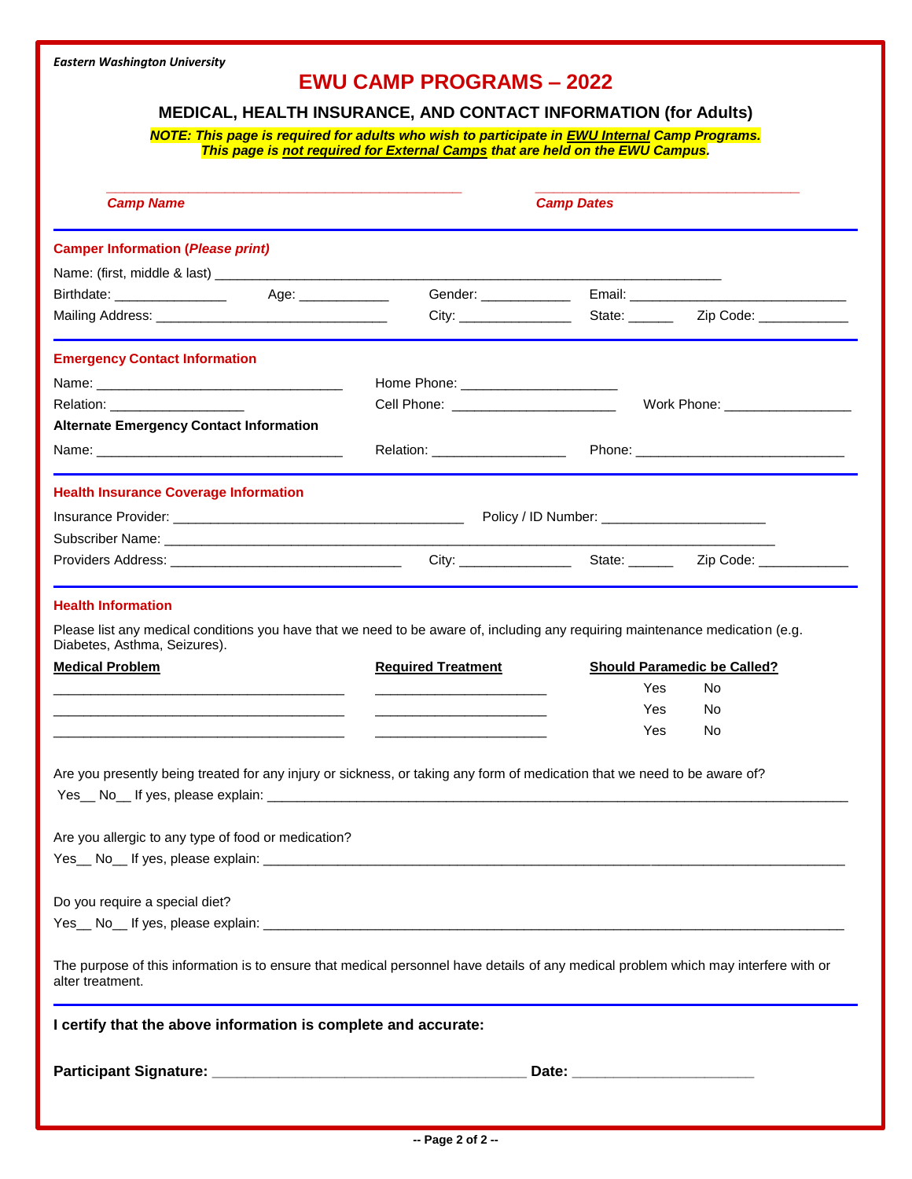*Eastern Washington University*

# EWU CAMP PROGRAMS – 2022

## MEDICAL, HEALTH INSURANCE, AND CONTACT INFORMATION (for Adults)

***NOTE: This page is required for adults who wish to participate in EWU Internal Camp Programs. This page is not required for External Camps that are held on the EWU Campus.***

___________________________________________ ________________________________

***Camp Name*** ***Camp Dates***

---

### Camper Information (*Please print*)

Name: (first, middle & last) _____________________________________________________________

Birthdate: ______________ Age: ___________ Gender: ___________ Email: ___________________________

Mailing Address: ______________________________ City: ______________ State: ______ Zip Code: ___________

---

### Emergency Contact Information

Name: _______________________________ Home Phone: ___________________

Relation: _________________ Cell Phone: ____________________ Work Phone: ________________

**Alternate Emergency Contact Information**

Name: _______________________________ Relation: ________________ Phone: __________________________

---

### Health Insurance Coverage Information

Insurance Provider: ____________________________________ Policy / ID Number: _____________________

Subscriber Name: _________________________________________________________________________________

Providers Address: ____________________________ City: ______________ State: ______ Zip Code: ___________

---

### Health Information

Please list any medical conditions you have that we need to be aware of, including any requiring maintenance medication (e.g. Diabetes, Asthma, Seizures).

| Medical Problem | Required Treatment | Should Paramedic be Called? |
|---|---|---|
| ____________________________________ | _____________________ | Yes No |
| ____________________________________ | _____________________ | Yes No |
| ____________________________________ | _____________________ | Yes No |

Are you presently being treated for any injury or sickness, or taking any form of medication that we need to be aware of?

Yes__ No__ If yes, please explain: ______________________________________________________________________________

Are you allergic to any type of food or medication?

Yes__ No__ If yes, please explain: ______________________________________________________________________________

Do you require a special diet?

Yes__ No__ If yes, please explain: ______________________________________________________________________________

The purpose of this information is to ensure that medical personnel have details of any medical problem which may interfere with or alter treatment.

---

**I certify that the above information is complete and accurate:**

**Participant Signature:** ______________________________________ **Date:** ______________________